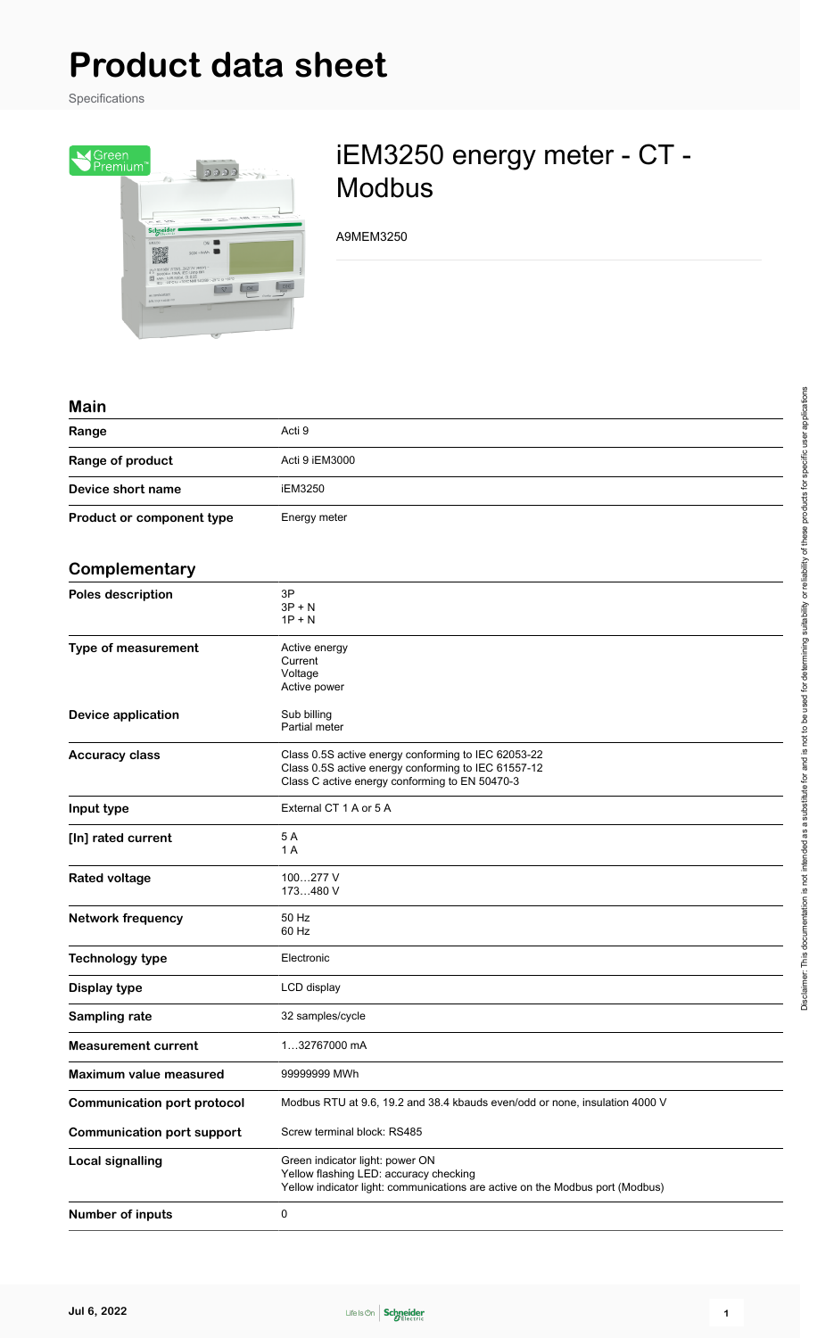# Product data sheet

Specifications

## iEM3250 energy meter - CT - Modbus

A9MEM3250

### Main

| | |
|---|---|
| **Range** | Acti 9 |
| **Range of product** | Acti 9 iEM3000 |
| **Device short name** | iEM3250 |
| **Product or component type** | Energy meter |

### Complementary

| | |
|---|---|
| **Poles description** | 3P<br>3P + N<br>1P + N |
| **Type of measurement** | Active energy<br>Current<br>Voltage<br>Active power |
| **Device application** | Sub billing<br>Partial meter |
| **Accuracy class** | Class 0.5S active energy conforming to IEC 62053-22<br>Class 0.5S active energy conforming to IEC 61557-12<br>Class C active energy conforming to EN 50470-3 |
| **Input type** | External CT 1 A or 5 A |
| **[In] rated current** | 5 A<br>1 A |
| **Rated voltage** | 100…277 V<br>173…480 V |
| **Network frequency** | 50 Hz<br>60 Hz |
| **Technology type** | Electronic |
| **Display type** | LCD display |
| **Sampling rate** | 32 samples/cycle |
| **Measurement current** | 1…32767000 mA |
| **Maximum value measured** | 99999999 MWh |
| **Communication port protocol** | Modbus RTU at 9.6, 19.2 and 38.4 kbauds even/odd or none, insulation 4000 V |
| **Communication port support** | Screw terminal block: RS485 |
| **Local signalling** | Green indicator light: power ON<br>Yellow flashing LED: accuracy checking<br>Yellow indicator light: communications are active on the Modbus port (Modbus) |
| **Number of inputs** | 0 |

Disclaimer: This documentation is not intended as a substitute for and is not to be used for determining suitability or reliability of these products for specific user applications

Jul 6, 2022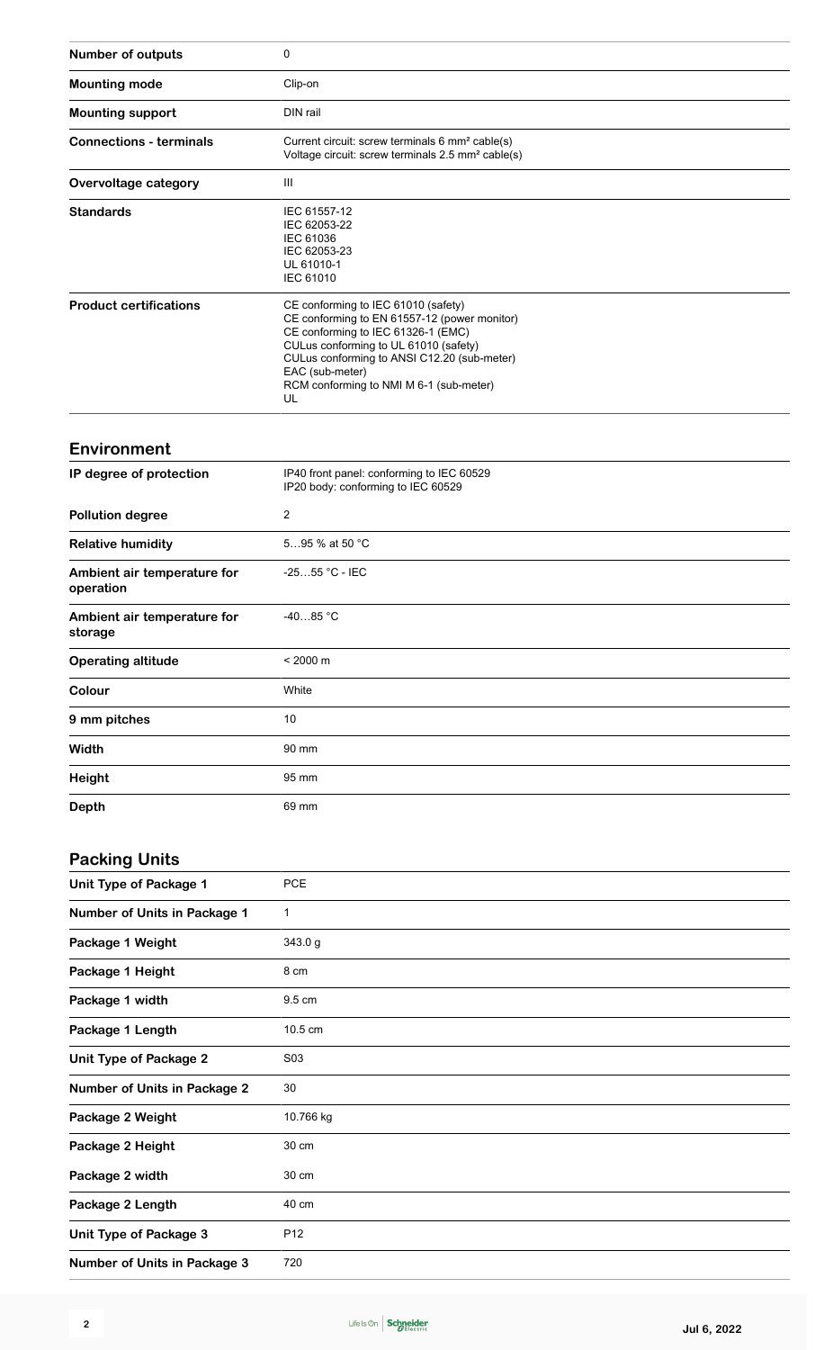| | |
|---|---|
| **Number of outputs** | 0 |
| **Mounting mode** | Clip-on |
| **Mounting support** | DIN rail |
| **Connections - terminals** | Current circuit: screw terminals 6 mm² cable(s)<br>Voltage circuit: screw terminals 2.5 mm² cable(s) |
| **Overvoltage category** | III |
| **Standards** | IEC 61557-12<br>IEC 62053-22<br>IEC 61036<br>IEC 62053-23<br>UL 61010-1<br>IEC 61010 |
| **Product certifications** | CE conforming to IEC 61010 (safety)<br>CE conforming to EN 61557-12 (power monitor)<br>CE conforming to IEC 61326-1 (EMC)<br>CULus conforming to UL 61010 (safety)<br>CULus conforming to ANSI C12.20 (sub-meter)<br>EAC (sub-meter)<br>RCM conforming to NMI M 6-1 (sub-meter)<br>UL |

## Environment

| | |
|---|---|
| **IP degree of protection** | IP40 front panel: conforming to IEC 60529<br>IP20 body: conforming to IEC 60529 |
| **Pollution degree** | 2 |
| **Relative humidity** | 5…95 % at 50 °C |
| **Ambient air temperature for operation** | -25…55 °C - IEC |
| **Ambient air temperature for storage** | -40…85 °C |
| **Operating altitude** | < 2000 m |
| **Colour** | White |
| **9 mm pitches** | 10 |
| **Width** | 90 mm |
| **Height** | 95 mm |
| **Depth** | 69 mm |

## Packing Units

| | |
|---|---|
| **Unit Type of Package 1** | PCE |
| **Number of Units in Package 1** | 1 |
| **Package 1 Weight** | 343.0 g |
| **Package 1 Height** | 8 cm |
| **Package 1 width** | 9.5 cm |
| **Package 1 Length** | 10.5 cm |
| **Unit Type of Package 2** | S03 |
| **Number of Units in Package 2** | 30 |
| **Package 2 Weight** | 10.766 kg |
| **Package 2 Height** | 30 cm |
| **Package 2 width** | 30 cm |
| **Package 2 Length** | 40 cm |
| **Unit Type of Package 3** | P12 |
| **Number of Units in Package 3** | 720 |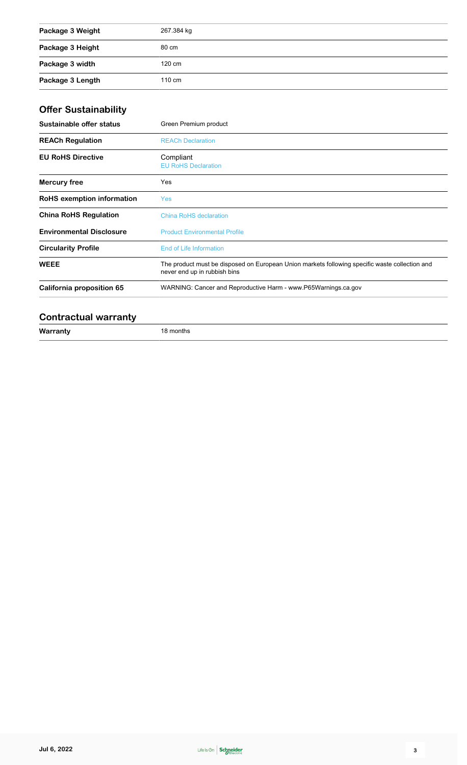| | |
|---|---|
| **Package 3 Weight** | 267.384 kg |
| **Package 3 Height** | 80 cm |
| **Package 3 width** | 120 cm |
| **Package 3 Length** | 110 cm |

## Offer Sustainability

| | |
|---|---|
| **Sustainable offer status** | Green Premium product |
| **REACh Regulation** | REACh Declaration |
| **EU RoHS Directive** | Compliant<br>EU RoHS Declaration |
| **Mercury free** | Yes |
| **RoHS exemption information** | Yes |
| **China RoHS Regulation** | China RoHS declaration |
| **Environmental Disclosure** | Product Environmental Profile |
| **Circularity Profile** | End of Life Information |
| **WEEE** | The product must be disposed on European Union markets following specific waste collection and never end up in rubbish bins |
| **California proposition 65** | WARNING: Cancer and Reproductive Harm - www.P65Warnings.ca.gov |

## Contractual warranty

| | |
|---|---|
| **Warranty** | 18 months |